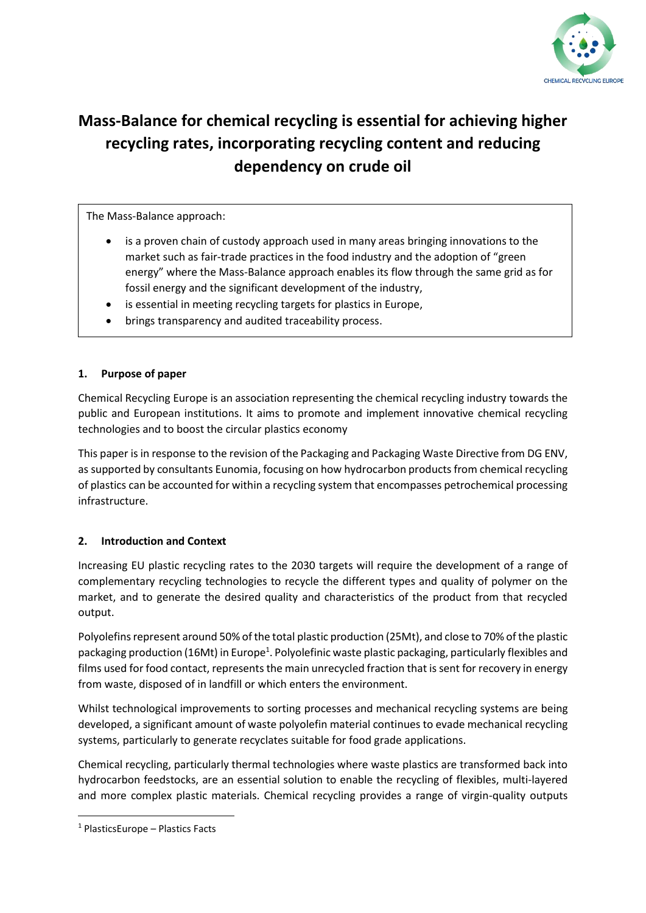# Mass-Balance for chemical recycling is essential for achieving higher recycling rates, incorporating recycling content and reducing dependency on crude oil

The Mass-Balance approach:

- is a proven chain of custody approach used in many areas bringing innovations to the market such as fair-trade practices in the food industry and the adoption of "green energy" where the Mass-Balance approach enables its flow through the same grid as for fossil energy and the significant development of the industry,
- is essential in meeting recycling targets for plastics in Europe,
- brings transparency and audited traceability process.

## 1. Purpose of paper

Chemical Recycling Europe is an association representing the chemical recycling industry towards the public and European institutions. It aims to promote and implement innovative chemical recycling technologies and to boost the circular plastics economy

This paper is in response to the revision of the Packaging and Packaging Waste Directive from DG ENV, as supported by consultants Eunomia, focusing on how hydrocarbon products from chemical recycling of plastics can be accounted for within a recycling system that encompasses petrochemical processing infrastructure.

## 2. Introduction and Context

Increasing EU plastic recycling rates to the 2030 targets will require the development of a range of complementary recycling technologies to recycle the different types and quality of polymer on the market, and to generate the desired quality and characteristics of the product from that recycled output.

Polyolefins represent around 50% of the total plastic production (25Mt), and close to 70% of the plastic packaging production (16Mt) in Europe[1]. Polyolefinic waste plastic packaging, particularly flexibles and films used for food contact, represents the main unrecycled fraction that is sent for recovery in energy from waste, disposed of in landfill or which enters the environment.

Whilst technological improvements to sorting processes and mechanical recycling systems are being developed, a significant amount of waste polyolefin material continues to evade mechanical recycling systems, particularly to generate recyclates suitable for food grade applications.

Chemical recycling, particularly thermal technologies where waste plastics are transformed back into hydrocarbon feedstocks, are an essential solution to enable the recycling of flexibles, multi-layered and more complex plastic materials. Chemical recycling provides a range of virgin-quality outputs

[1] PlasticsEurope – Plastics Facts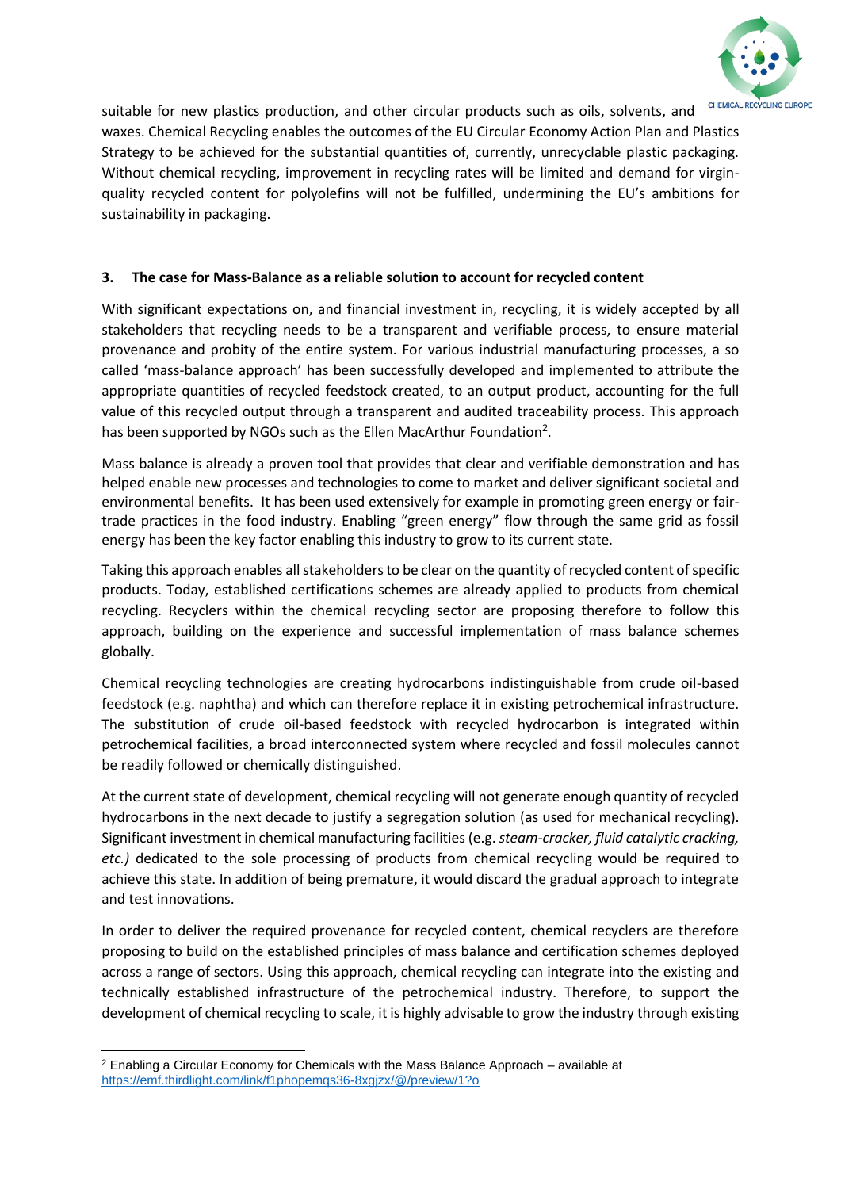suitable for new plastics production, and other circular products such as oils, solvents, and waxes. Chemical Recycling enables the outcomes of the EU Circular Economy Action Plan and Plastics Strategy to be achieved for the substantial quantities of, currently, unrecyclable plastic packaging. Without chemical recycling, improvement in recycling rates will be limited and demand for virgin-quality recycled content for polyolefins will not be fulfilled, undermining the EU's ambitions for sustainability in packaging.

### 3. The case for Mass-Balance as a reliable solution to account for recycled content

With significant expectations on, and financial investment in, recycling, it is widely accepted by all stakeholders that recycling needs to be a transparent and verifiable process, to ensure material provenance and probity of the entire system. For various industrial manufacturing processes, a so called 'mass-balance approach' has been successfully developed and implemented to attribute the appropriate quantities of recycled feedstock created, to an output product, accounting for the full value of this recycled output through a transparent and audited traceability process. This approach has been supported by NGOs such as the Ellen MacArthur Foundation[2].

Mass balance is already a proven tool that provides that clear and verifiable demonstration and has helped enable new processes and technologies to come to market and deliver significant societal and environmental benefits. It has been used extensively for example in promoting green energy or fair-trade practices in the food industry. Enabling "green energy" flow through the same grid as fossil energy has been the key factor enabling this industry to grow to its current state.

Taking this approach enables all stakeholders to be clear on the quantity of recycled content of specific products. Today, established certifications schemes are already applied to products from chemical recycling. Recyclers within the chemical recycling sector are proposing therefore to follow this approach, building on the experience and successful implementation of mass balance schemes globally.

Chemical recycling technologies are creating hydrocarbons indistinguishable from crude oil-based feedstock (e.g. naphtha) and which can therefore replace it in existing petrochemical infrastructure. The substitution of crude oil-based feedstock with recycled hydrocarbon is integrated within petrochemical facilities, a broad interconnected system where recycled and fossil molecules cannot be readily followed or chemically distinguished.

At the current state of development, chemical recycling will not generate enough quantity of recycled hydrocarbons in the next decade to justify a segregation solution (as used for mechanical recycling). Significant investment in chemical manufacturing facilities (e.g. *steam-cracker, fluid catalytic cracking, etc.)* dedicated to the sole processing of products from chemical recycling would be required to achieve this state. In addition of being premature, it would discard the gradual approach to integrate and test innovations.

In order to deliver the required provenance for recycled content, chemical recyclers are therefore proposing to build on the established principles of mass balance and certification schemes deployed across a range of sectors. Using this approach, chemical recycling can integrate into the existing and technically established infrastructure of the petrochemical industry. Therefore, to support the development of chemical recycling to scale, it is highly advisable to grow the industry through existing

---

[2] Enabling a Circular Economy for Chemicals with the Mass Balance Approach – available at https://emf.thirdlight.com/link/f1phopemqs36-8xgjzx/@/preview/1?o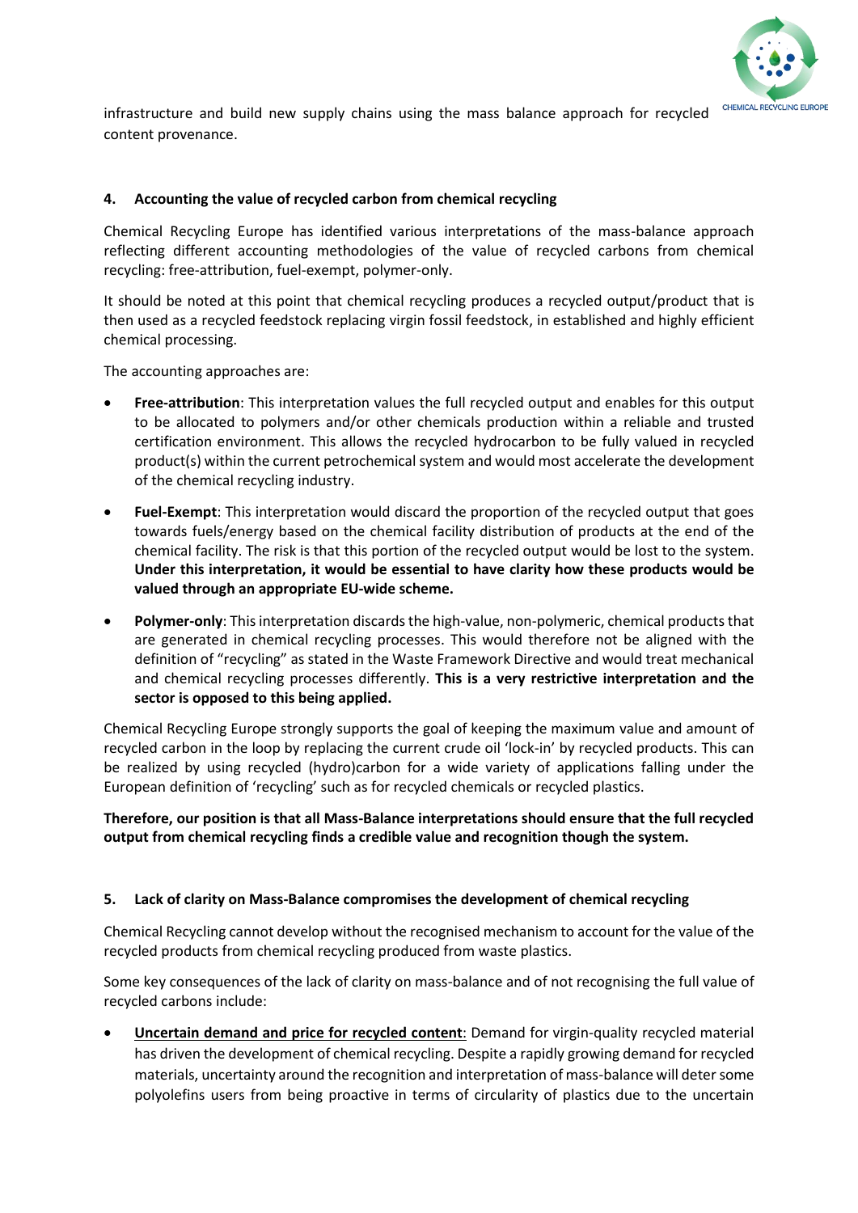infrastructure and build new supply chains using the mass balance approach for recycled content provenance.

## 4. Accounting the value of recycled carbon from chemical recycling

Chemical Recycling Europe has identified various interpretations of the mass-balance approach reflecting different accounting methodologies of the value of recycled carbons from chemical recycling: free-attribution, fuel-exempt, polymer-only.

It should be noted at this point that chemical recycling produces a recycled output/product that is then used as a recycled feedstock replacing virgin fossil feedstock, in established and highly efficient chemical processing.

The accounting approaches are:

- **Free-attribution**: This interpretation values the full recycled output and enables for this output to be allocated to polymers and/or other chemicals production within a reliable and trusted certification environment. This allows the recycled hydrocarbon to be fully valued in recycled product(s) within the current petrochemical system and would most accelerate the development of the chemical recycling industry.
- **Fuel-Exempt**: This interpretation would discard the proportion of the recycled output that goes towards fuels/energy based on the chemical facility distribution of products at the end of the chemical facility. The risk is that this portion of the recycled output would be lost to the system. **Under this interpretation, it would be essential to have clarity how these products would be valued through an appropriate EU-wide scheme.**
- **Polymer-only**: This interpretation discards the high-value, non-polymeric, chemical products that are generated in chemical recycling processes. This would therefore not be aligned with the definition of "recycling" as stated in the Waste Framework Directive and would treat mechanical and chemical recycling processes differently. **This is a very restrictive interpretation and the sector is opposed to this being applied.**

Chemical Recycling Europe strongly supports the goal of keeping the maximum value and amount of recycled carbon in the loop by replacing the current crude oil 'lock-in' by recycled products. This can be realized by using recycled (hydro)carbon for a wide variety of applications falling under the European definition of 'recycling' such as for recycled chemicals or recycled plastics.

**Therefore, our position is that all Mass-Balance interpretations should ensure that the full recycled output from chemical recycling finds a credible value and recognition though the system.**

## 5. Lack of clarity on Mass-Balance compromises the development of chemical recycling

Chemical Recycling cannot develop without the recognised mechanism to account for the value of the recycled products from chemical recycling produced from waste plastics.

Some key consequences of the lack of clarity on mass-balance and of not recognising the full value of recycled carbons include:

- **Uncertain demand and price for recycled content**: Demand for virgin-quality recycled material has driven the development of chemical recycling. Despite a rapidly growing demand for recycled materials, uncertainty around the recognition and interpretation of mass-balance will deter some polyolefins users from being proactive in terms of circularity of plastics due to the uncertain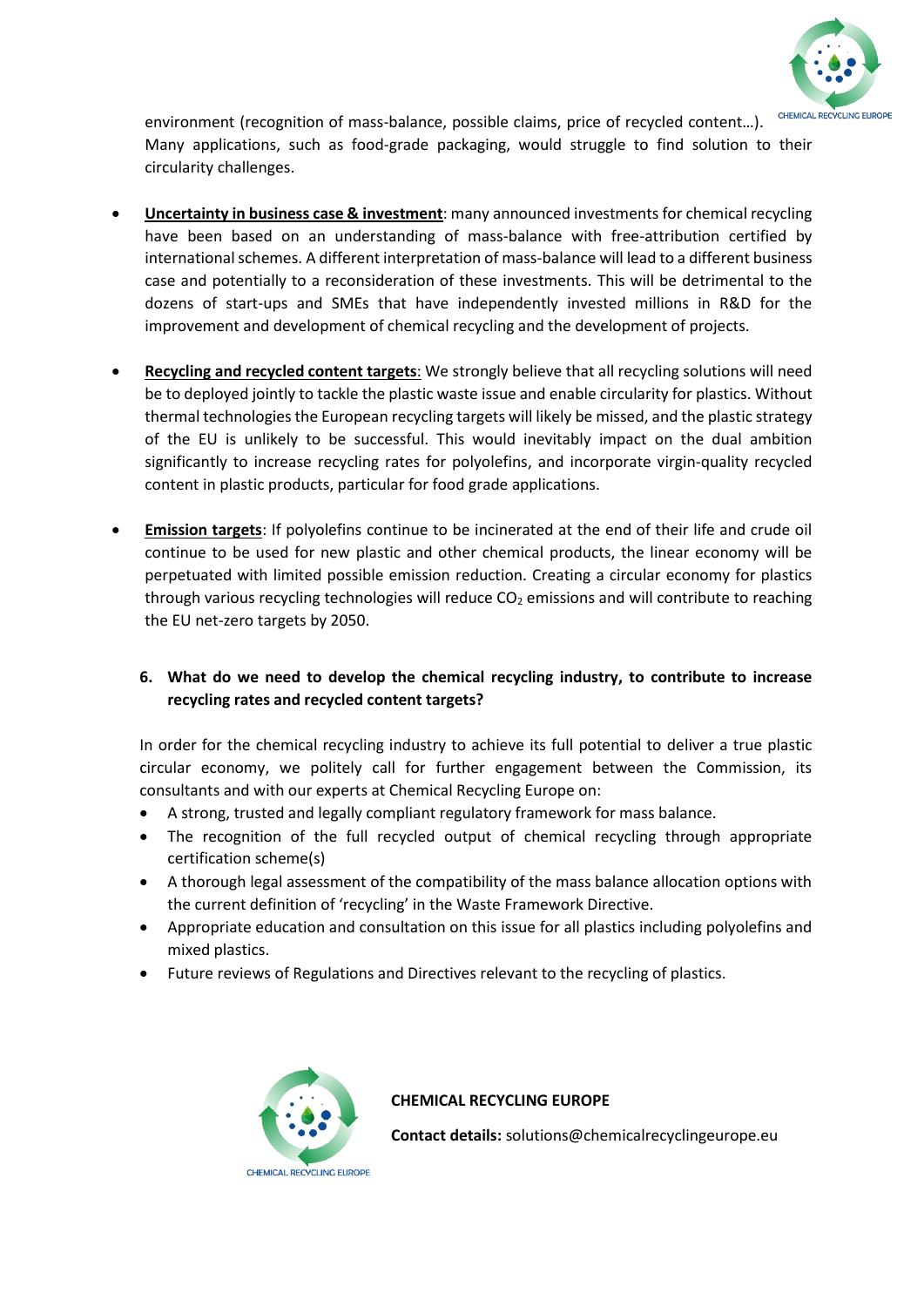environment (recognition of mass-balance, possible claims, price of recycled content…). Many applications, such as food-grade packaging, would struggle to find solution to their circularity challenges.

- **Uncertainty in business case & investment**: many announced investments for chemical recycling have been based on an understanding of mass-balance with free-attribution certified by international schemes. A different interpretation of mass-balance will lead to a different business case and potentially to a reconsideration of these investments. This will be detrimental to the dozens of start-ups and SMEs that have independently invested millions in R&D for the improvement and development of chemical recycling and the development of projects.

- **Recycling and recycled content targets**: We strongly believe that all recycling solutions will need be to deployed jointly to tackle the plastic waste issue and enable circularity for plastics. Without thermal technologies the European recycling targets will likely be missed, and the plastic strategy of the EU is unlikely to be successful. This would inevitably impact on the dual ambition significantly to increase recycling rates for polyolefins, and incorporate virgin-quality recycled content in plastic products, particular for food grade applications.

- **Emission targets**: If polyolefins continue to be incinerated at the end of their life and crude oil continue to be used for new plastic and other chemical products, the linear economy will be perpetuated with limited possible emission reduction. Creating a circular economy for plastics through various recycling technologies will reduce $CO_2$ emissions and will contribute to reaching the EU net-zero targets by 2050.

**6. What do we need to develop the chemical recycling industry, to contribute to increase recycling rates and recycled content targets?**

In order for the chemical recycling industry to achieve its full potential to deliver a true plastic circular economy, we politely call for further engagement between the Commission, its consultants and with our experts at Chemical Recycling Europe on:

- A strong, trusted and legally compliant regulatory framework for mass balance.
- The recognition of the full recycled output of chemical recycling through appropriate certification scheme(s)
- A thorough legal assessment of the compatibility of the mass balance allocation options with the current definition of 'recycling' in the Waste Framework Directive.
- Appropriate education and consultation on this issue for all plastics including polyolefins and mixed plastics.
- Future reviews of Regulations and Directives relevant to the recycling of plastics.

**CHEMICAL RECYCLING EUROPE**

**Contact details:** solutions@chemicalrecyclingeurope.eu